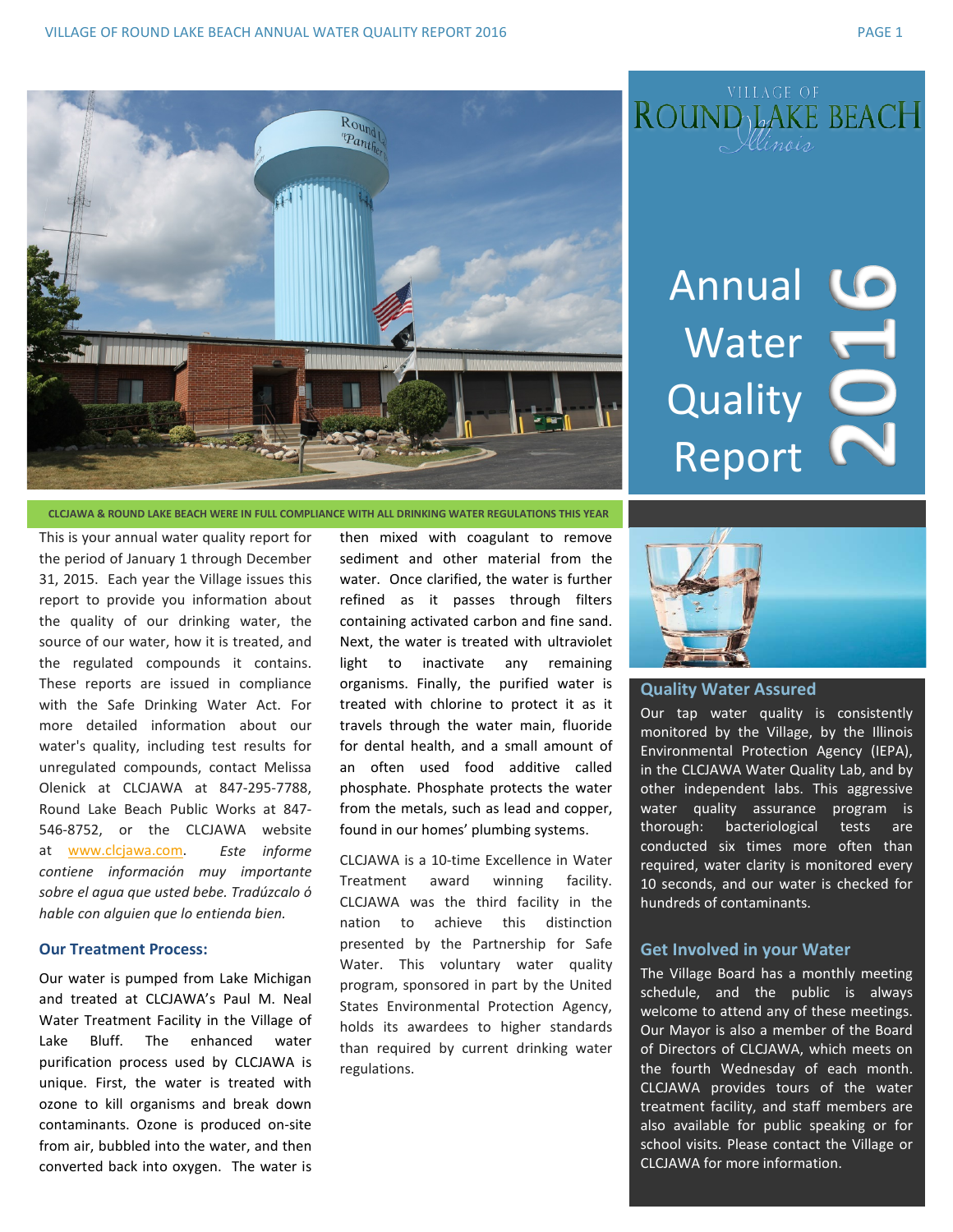# Annual Water Quality Report 2016

Village of Round Lake Beach, Illinois

**CLCJAWA & ROUND LAKE BEACH WERE IN FULL COMPLIANCE WITH ALL DRINKING WATER REGULATIONS THIS YEAR**

This is your annual water quality report for the period of January 1 through December 31, 2015. Each year the Village issues this report to provide you information about the quality of our drinking water, the source of our water, how it is treated, and the regulated compounds it contains. These reports are issued in compliance with the Safe Drinking Water Act. For more detailed information about our water's quality, including test results for unregulated compounds, contact Melissa Olenick at CLCJAWA at 847-295-7788, Round Lake Beach Public Works at 847-546-8752, or the CLCJAWA website at www.clcjawa.com. *Este informe contiene información muy importante sobre el agua que usted bebe. Tradúzcalo ó hable con alguien que lo entienda bien.*

## Our Treatment Process:

Our water is pumped from Lake Michigan and treated at CLCJAWA's Paul M. Neal Water Treatment Facility in the Village of Lake Bluff. The enhanced water purification process used by CLCJAWA is unique. First, the water is treated with ozone to kill organisms and break down contaminants. Ozone is produced on-site from air, bubbled into the water, and then converted back into oxygen. The water is then mixed with coagulant to remove sediment and other material from the water. Once clarified, the water is further refined as it passes through filters containing activated carbon and fine sand. Next, the water is treated with ultraviolet light to inactivate any remaining organisms. Finally, the purified water is treated with chlorine to protect it as it travels through the water main, fluoride for dental health, and a small amount of an often used food additive called phosphate. Phosphate protects the water from the metals, such as lead and copper, found in our homes' plumbing systems.

CLCJAWA is a 10-time Excellence in Water Treatment award winning facility. CLCJAWA was the third facility in the nation to achieve this distinction presented by the Partnership for Safe Water. This voluntary water quality program, sponsored in part by the United States Environmental Protection Agency, holds its awardees to higher standards than required by current drinking water regulations.

## Quality Water Assured

Our tap water quality is consistently monitored by the Village, by the Illinois Environmental Protection Agency (IEPA), in the CLCJAWA Water Quality Lab, and by other independent labs. This aggressive water quality assurance program is thorough: bacteriological tests are conducted six times more often than required, water clarity is monitored every 10 seconds, and our water is checked for hundreds of contaminants.

## Get Involved in your Water

The Village Board has a monthly meeting schedule, and the public is always welcome to attend any of these meetings. Our Mayor is also a member of the Board of Directors of CLCJAWA, which meets on the fourth Wednesday of each month. CLCJAWA provides tours of the water treatment facility, and staff members are also available for public speaking or for school visits. Please contact the Village or CLCJAWA for more information.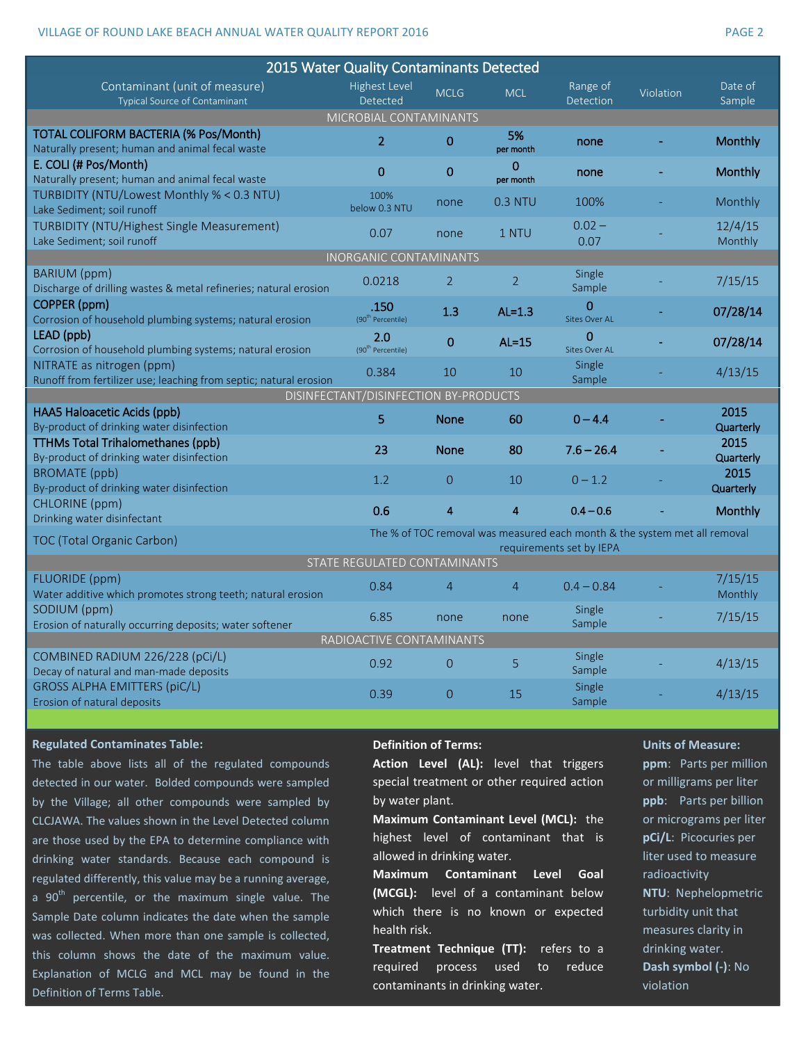## 2015 Water Quality Contaminants Detected

| Contaminant (unit of measure) Typical Source of Contaminant | Highest Level Detected | MCLG | MCL | Range of Detection | Violation | Date of Sample |
|---|---|---|---|---|---|---|
| **MICROBIAL CONTAMINANTS** | | | | | | |
| **TOTAL COLIFORM BACTERIA (% Pos/Month)** Naturally present; human and animal fecal waste | **2** | **0** | **5% per month** | **none** | **-** | **Monthly** |
| **E. COLI (# Pos/Month)** Naturally present; human and animal fecal waste | **0** | **0** | **0 per month** | **none** | **-** | **Monthly** |
| TURBIDITY (NTU/Lowest Monthly % < 0.3 NTU) Lake Sediment; soil runoff | 100% below 0.3 NTU | none | 0.3 NTU | 100% | - | Monthly |
| TURBIDITY (NTU/Highest Single Measurement) Lake Sediment; soil runoff | 0.07 | none | 1 NTU | 0.02 – 0.07 | - | 12/4/15 Monthly |
| **INORGANIC CONTAMINANTS** | | | | | | |
| BARIUM (ppm) Discharge of drilling wastes & metal refineries; natural erosion | 0.0218 | 2 | 2 | Single Sample | - | 7/15/15 |
| **COPPER (ppm)** Corrosion of household plumbing systems; natural erosion | **.150** (90th Percentile) | **1.3** | **AL=1.3** | **0** Sites Over AL | **-** | **07/28/14** |
| **LEAD (ppb)** Corrosion of household plumbing systems; natural erosion | **2.0** (90th Percentile) | **0** | **AL=15** | **0** Sites Over AL | **-** | **07/28/14** |
| NITRATE as nitrogen (ppm) Runoff from fertilizer use; leaching from septic; natural erosion | 0.384 | 10 | 10 | Single Sample | - | 4/13/15 |
| **DISINFECTANT/DISINFECTION BY-PRODUCTS** | | | | | | |
| **HAA5 Haloacetic Acids (ppb)** By-product of drinking water disinfection | **5** | **None** | **60** | **0 – 4.4** | **-** | **2015 Quarterly** |
| **TTHMs Total Trihalomethanes (ppb)** By-product of drinking water disinfection | **23** | **None** | **80** | **7.6 – 26.4** | **-** | **2015 Quarterly** |
| BROMATE (ppb) By-product of drinking water disinfection | 1.2 | 0 | 10 | 0 – 1.2 | - | **2015 Quarterly** |
| CHLORINE (ppm) Drinking water disinfectant | **0.6** | **4** | **4** | **0.4 – 0.6** | **-** | **Monthly** |
| TOC (Total Organic Carbon) | The % of TOC removal was measured each month & the system met all removal requirements set by IEPA | | | | | |
| **STATE REGULATED CONTAMINANTS** | | | | | | |
| FLUORIDE (ppm) Water additive which promotes strong teeth; natural erosion | 0.84 | 4 | 4 | 0.4 – 0.84 | - | 7/15/15 Monthly |
| SODIUM (ppm) Erosion of naturally occurring deposits; water softener | 6.85 | none | none | Single Sample | - | 7/15/15 |
| **RADIOACTIVE CONTAMINANTS** | | | | | | |
| COMBINED RADIUM 226/228 (pCi/L) Decay of natural and man-made deposits | 0.92 | 0 | 5 | Single Sample | - | 4/13/15 |
| GROSS ALPHA EMITTERS (piC/L) Erosion of natural deposits | 0.39 | 0 | 15 | Single Sample | - | 4/13/15 |

**Regulated Contaminates Table:**

The table above lists all of the regulated compounds detected in our water. Bolded compounds were sampled by the Village; all other compounds were sampled by CLCJAWA. The values shown in the Level Detected column are those used by the EPA to determine compliance with drinking water standards. Because each compound is regulated differently, this value may be a running average, a 90th percentile, or the maximum single value. The Sample Date column indicates the date when the sample was collected. When more than one sample is collected, this column shows the date of the maximum value. Explanation of MCLG and MCL may be found in the Definition of Terms Table.

**Definition of Terms:**

**Action Level (AL):** level that triggers special treatment or other required action by water plant.

**Maximum Contaminant Level (MCL):** the highest level of contaminant that is allowed in drinking water.

**Maximum Contaminant Level Goal (MCGL):** level of a contaminant below which there is no known or expected health risk.

**Treatment Technique (TT):** refers to a required process used to reduce contaminants in drinking water.

**Units of Measure:**

**ppm**: Parts per million or milligrams per liter

**ppb**: Parts per billion or micrograms per liter

**pCi/L**: Picocuries per liter used to measure radioactivity

**NTU**: Nephelopmetric turbidity unit that measures clarity in drinking water.

**Dash symbol (-)**: No violation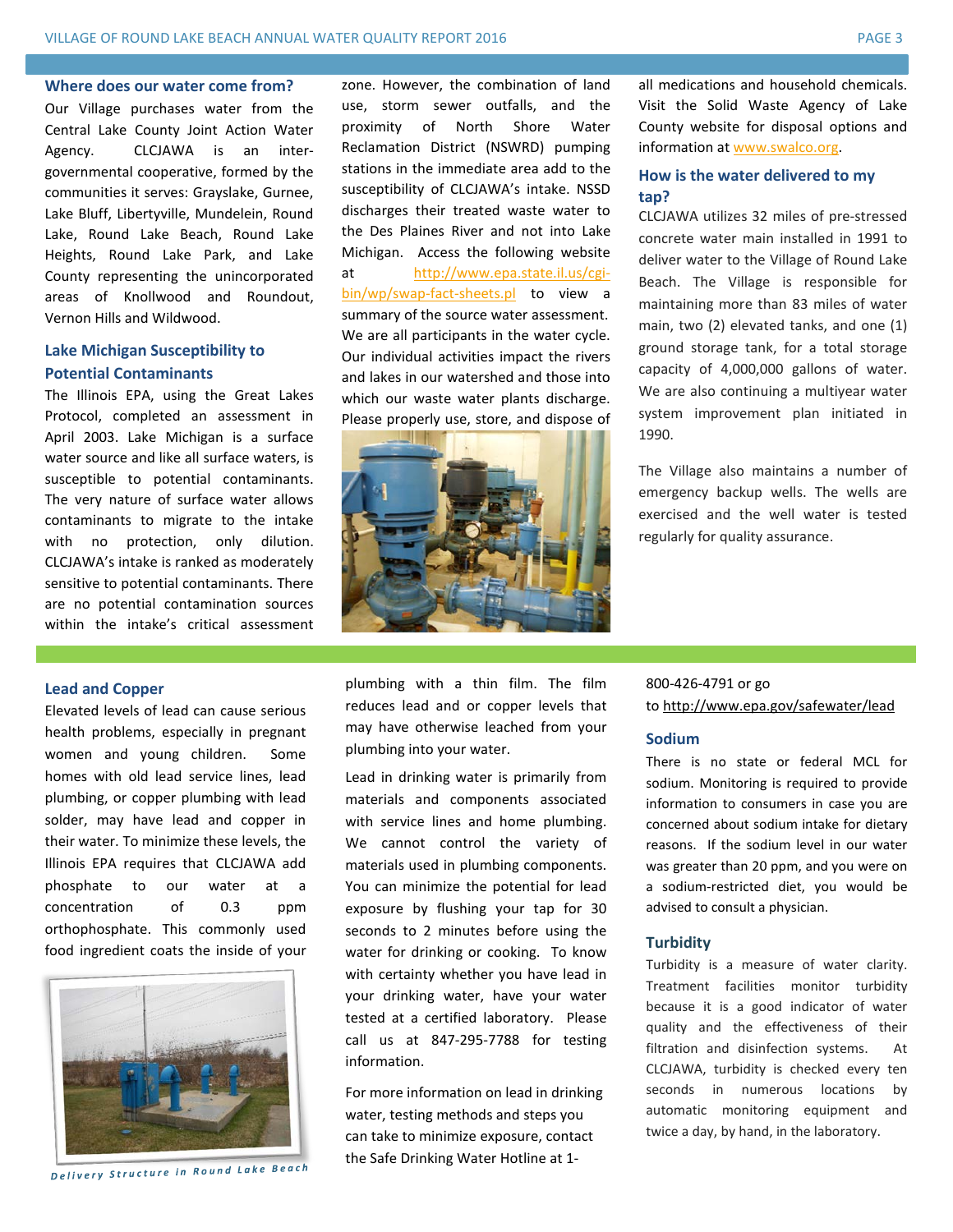## Where does our water come from?

Our Village purchases water from the Central Lake County Joint Action Water Agency. CLCJAWA is an inter-governmental cooperative, formed by the communities it serves: Grayslake, Gurnee, Lake Bluff, Libertyville, Mundelein, Round Lake, Round Lake Beach, Round Lake Heights, Round Lake Park, and Lake County representing the unincorporated areas of Knollwood and Roundout, Vernon Hills and Wildwood.

## Lake Michigan Susceptibility to Potential Contaminants

The Illinois EPA, using the Great Lakes Protocol, completed an assessment in April 2003. Lake Michigan is a surface water source and like all surface waters, is susceptible to potential contaminants. The very nature of surface water allows contaminants to migrate to the intake with no protection, only dilution. CLCJAWA's intake is ranked as moderately sensitive to potential contaminants. There are no potential contamination sources within the intake's critical assessment zone. However, the combination of land use, storm sewer outfalls, and the proximity of North Shore Water Reclamation District (NSWRD) pumping stations in the immediate area add to the susceptibility of CLCJAWA's intake. NSSD discharges their treated waste water to the Des Plaines River and not into Lake Michigan. Access the following website at http://www.epa.state.il.us/cgi-bin/wp/swap-fact-sheets.pl to view a summary of the source water assessment. We are all participants in the water cycle. Our individual activities impact the rivers and lakes in our watershed and those into which our waste water plants discharge. Please properly use, store, and dispose of all medications and household chemicals. Visit the Solid Waste Agency of Lake County website for disposal options and information at www.swalco.org.

## How is the water delivered to my tap?

CLCJAWA utilizes 32 miles of pre-stressed concrete water main installed in 1991 to deliver water to the Village of Round Lake Beach. The Village is responsible for maintaining more than 83 miles of water main, two (2) elevated tanks, and one (1) ground storage tank, for a total storage capacity of 4,000,000 gallons of water. We are also continuing a multiyear water system improvement plan initiated in 1990.

The Village also maintains a number of emergency backup wells. The wells are exercised and the well water is tested regularly for quality assurance.

## Lead and Copper

Elevated levels of lead can cause serious health problems, especially in pregnant women and young children. Some homes with old lead service lines, lead plumbing, or copper plumbing with lead solder, may have lead and copper in their water. To minimize these levels, the Illinois EPA requires that CLCJAWA add phosphate to our water at a concentration of 0.3 ppm orthophosphate. This commonly used food ingredient coats the inside of your plumbing with a thin film. The film reduces lead and or copper levels that may have otherwise leached from your plumbing into your water.

*Delivery Structure in Round Lake Beach*

Lead in drinking water is primarily from materials and components associated with service lines and home plumbing. We cannot control the variety of materials used in plumbing components. You can minimize the potential for lead exposure by flushing your tap for 30 seconds to 2 minutes before using the water for drinking or cooking. To know with certainty whether you have lead in your drinking water, have your water tested at a certified laboratory. Please call us at 847-295-7788 for testing information.

For more information on lead in drinking water, testing methods and steps you can take to minimize exposure, contact the Safe Drinking Water Hotline at 1-800-426-4791 or go to http://www.epa.gov/safewater/lead

## Sodium

There is no state or federal MCL for sodium. Monitoring is required to provide information to consumers in case you are concerned about sodium intake for dietary reasons. If the sodium level in our water was greater than 20 ppm, and you were on a sodium-restricted diet, you would be advised to consult a physician.

## Turbidity

Turbidity is a measure of water clarity. Treatment facilities monitor turbidity because it is a good indicator of water quality and the effectiveness of their filtration and disinfection systems. At CLCJAWA, turbidity is checked every ten seconds in numerous locations by automatic monitoring equipment and twice a day, by hand, in the laboratory.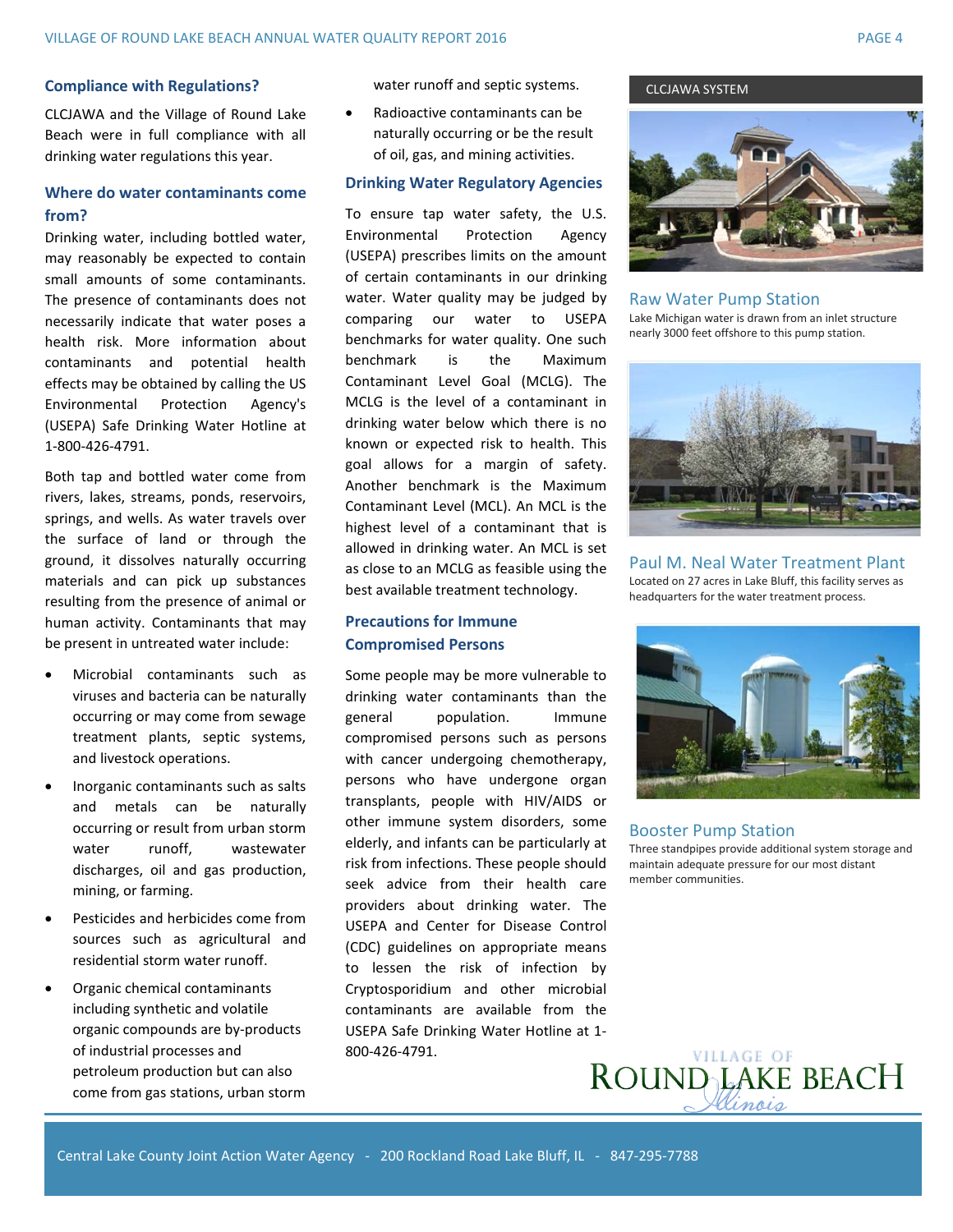## Compliance with Regulations?

CLCJAWA and the Village of Round Lake Beach were in full compliance with all drinking water regulations this year.

## Where do water contaminants come from?

Drinking water, including bottled water, may reasonably be expected to contain small amounts of some contaminants. The presence of contaminants does not necessarily indicate that water poses a health risk. More information about contaminants and potential health effects may be obtained by calling the US Environmental Protection Agency's (USEPA) Safe Drinking Water Hotline at 1-800-426-4791.

Both tap and bottled water come from rivers, lakes, streams, ponds, reservoirs, springs, and wells. As water travels over the surface of land or through the ground, it dissolves naturally occurring materials and can pick up substances resulting from the presence of animal or human activity. Contaminants that may be present in untreated water include:

- Microbial contaminants such as viruses and bacteria can be naturally occurring or may come from sewage treatment plants, septic systems, and livestock operations.
- Inorganic contaminants such as salts and metals can be naturally occurring or result from urban storm water runoff, wastewater discharges, oil and gas production, mining, or farming.
- Pesticides and herbicides come from sources such as agricultural and residential storm water runoff.
- Organic chemical contaminants including synthetic and volatile organic compounds are by-products of industrial processes and petroleum production but can also come from gas stations, urban storm water runoff and septic systems.
- Radioactive contaminants can be naturally occurring or be the result of oil, gas, and mining activities.

## Drinking Water Regulatory Agencies

To ensure tap water safety, the U.S. Environmental Protection Agency (USEPA) prescribes limits on the amount of certain contaminants in our drinking water. Water quality may be judged by comparing our water to USEPA benchmarks for water quality. One such benchmark is the Maximum Contaminant Level Goal (MCLG). The MCLG is the level of a contaminant in drinking water below which there is no known or expected risk to health. This goal allows for a margin of safety. Another benchmark is the Maximum Contaminant Level (MCL). An MCL is the highest level of a contaminant that is allowed in drinking water. An MCL is set as close to an MCLG as feasible using the best available treatment technology.

## Precautions for Immune Compromised Persons

Some people may be more vulnerable to drinking water contaminants than the general population. Immune compromised persons such as persons with cancer undergoing chemotherapy, persons who have undergone organ transplants, people with HIV/AIDS or other immune system disorders, some elderly, and infants can be particularly at risk from infections. These people should seek advice from their health care providers about drinking water. The USEPA and Center for Disease Control (CDC) guidelines on appropriate means to lessen the risk of infection by Cryptosporidium and other microbial contaminants are available from the USEPA Safe Drinking Water Hotline at 1-800-426-4791.

## CLCJAWA SYSTEM

### Raw Water Pump Station

Lake Michigan water is drawn from an inlet structure nearly 3000 feet offshore to this pump station.

### Paul M. Neal Water Treatment Plant

Located on 27 acres in Lake Bluff, this facility serves as headquarters for the water treatment process.

### Booster Pump Station

Three standpipes provide additional system storage and maintain adequate pressure for our most distant member communities.

VILLAGE OF ROUND LAKE BEACH Illinois

Central Lake County Joint Action Water Agency - 200 Rockland Road Lake Bluff, IL - 847-295-7788